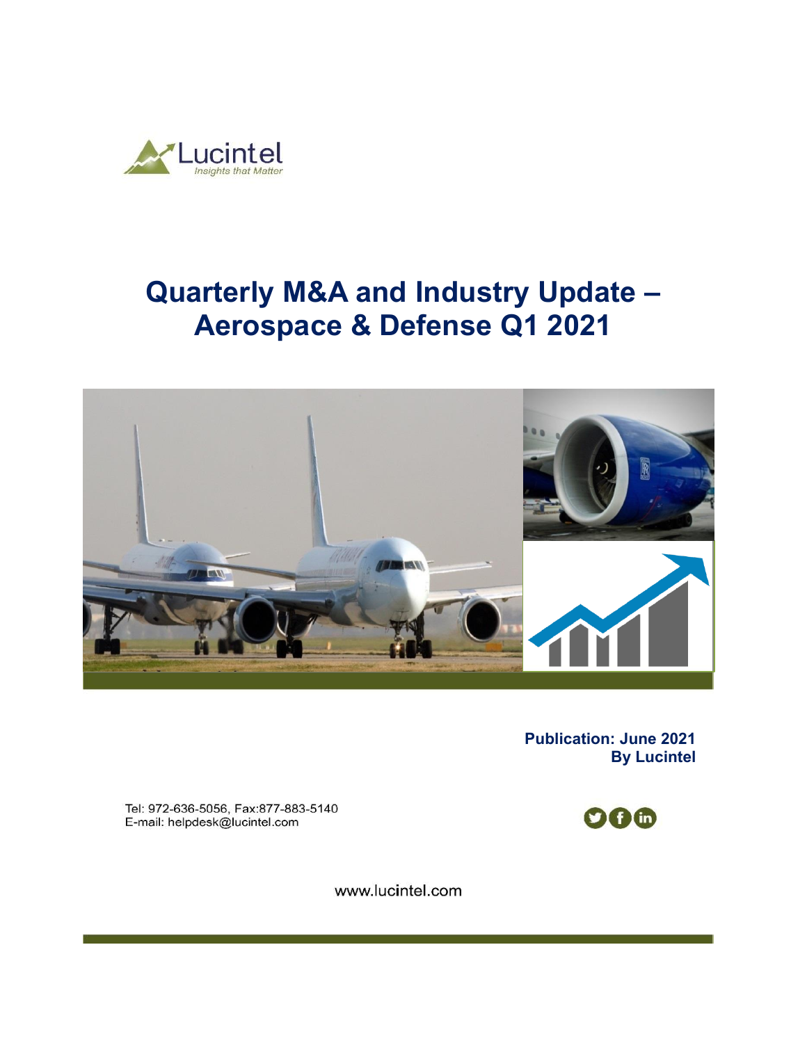Lucintel

*Insights that Matter*

# Quarterly M&A and Industry Update – Aerospace & Defense Q1 2021

**Publication: June 2021**
**By Lucintel**

Tel: 972-636-5056, Fax:877-883-5140
E-mail: helpdesk@lucintel.com

www.lucintel.com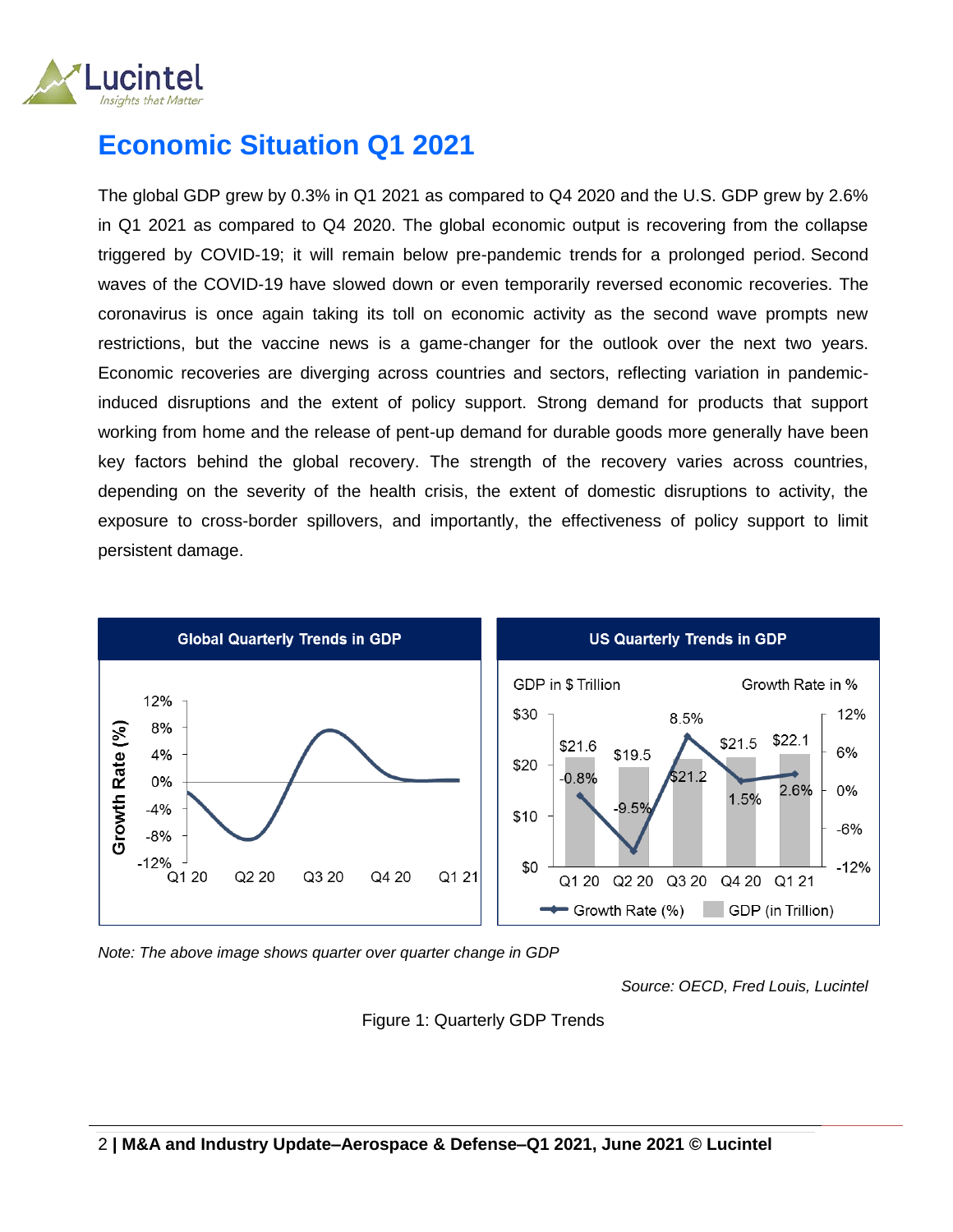# Economic Situation Q1 2021

The global GDP grew by 0.3% in Q1 2021 as compared to Q4 2020 and the U.S. GDP grew by 2.6% in Q1 2021 as compared to Q4 2020. The global economic output is recovering from the collapse triggered by COVID-19; it will remain below pre-pandemic trends for a prolonged period. Second waves of the COVID-19 have slowed down or even temporarily reversed economic recoveries. The coronavirus is once again taking its toll on economic activity as the second wave prompts new restrictions, but the vaccine news is a game-changer for the outlook over the next two years. Economic recoveries are diverging across countries and sectors, reflecting variation in pandemic-induced disruptions and the extent of policy support. Strong demand for products that support working from home and the release of pent-up demand for durable goods more generally have been key factors behind the global recovery. The strength of the recovery varies across countries, depending on the severity of the health crisis, the extent of domestic disruptions to activity, the exposure to cross-border spillovers, and importantly, the effectiveness of policy support to limit persistent damage.

**Global Quarterly Trends in GDP**

**US Quarterly Trends in GDP**

| Quarter | GDP (in $ Trillion) | Growth Rate (%) |
|---|---|---|
| Q1 20 | $21.6 | -0.8% |
| Q2 20 | $19.5 | -9.5% |
| Q3 20 | $21.2 | 8.5% |
| Q4 20 | $21.5 | 1.5% |
| Q1 21 | $22.1 | 2.6% |

*Note: The above image shows quarter over quarter change in GDP*

*Source: OECD, Fred Louis, Lucintel*

Figure 1: Quarterly GDP Trends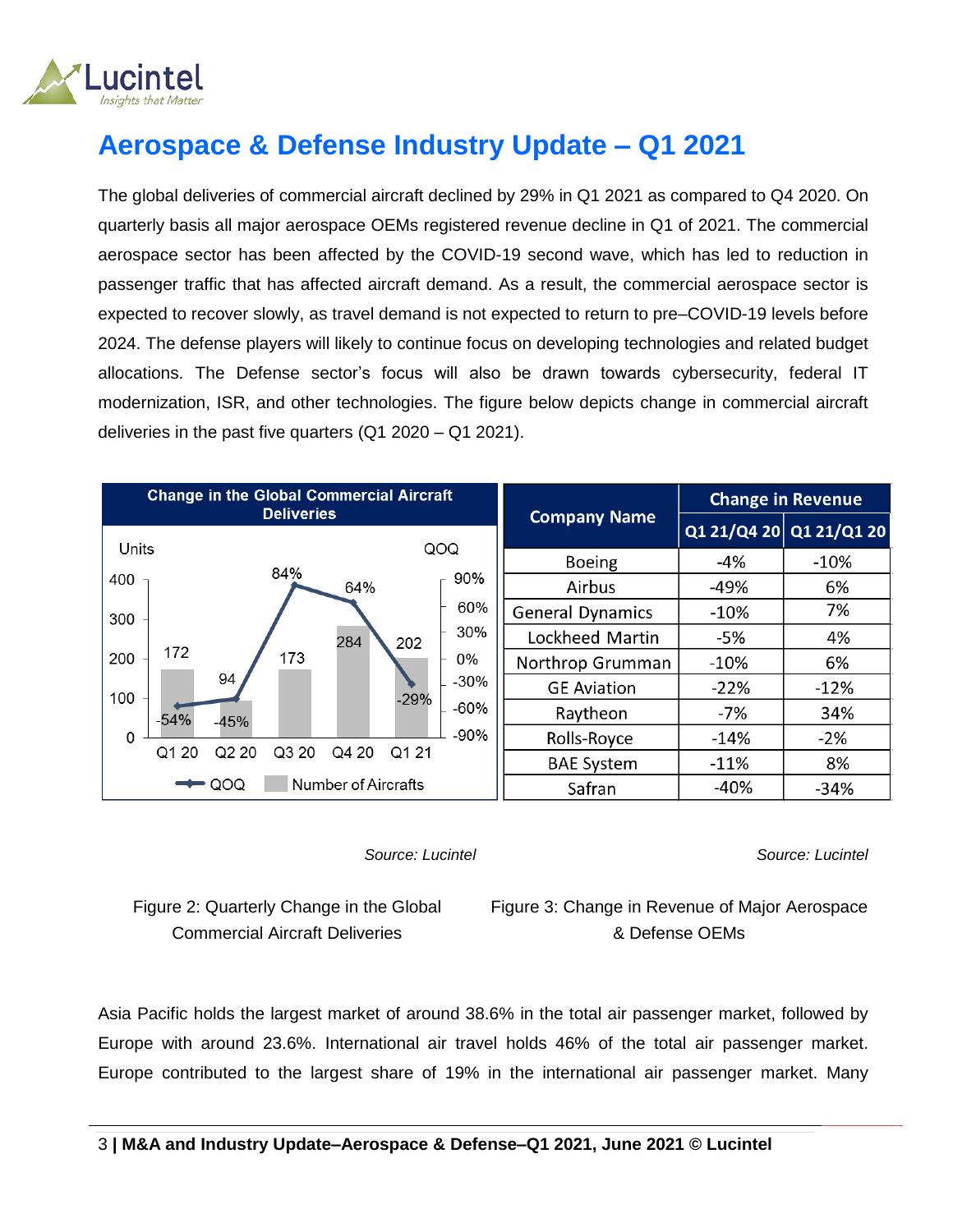# Aerospace & Defense Industry Update – Q1 2021

The global deliveries of commercial aircraft declined by 29% in Q1 2021 as compared to Q4 2020. On quarterly basis all major aerospace OEMs registered revenue decline in Q1 of 2021. The commercial aerospace sector has been affected by the COVID-19 second wave, which has led to reduction in passenger traffic that has affected aircraft demand. As a result, the commercial aerospace sector is expected to recover slowly, as travel demand is not expected to return to pre–COVID-19 levels before 2024. The defense players will likely to continue focus on developing technologies and related budget allocations. The Defense sector's focus will also be drawn towards cybersecurity, federal IT modernization, ISR, and other technologies. The figure below depicts change in commercial aircraft deliveries in the past five quarters (Q1 2020 – Q1 2021).

**Change in the Global Commercial Aircraft Deliveries**

| Quarter | Number of Aircrafts (Units) | QOQ |
|---|---|---|
| Q1 20 | 172 | -54% |
| Q2 20 | 94 | -45% |
| Q3 20 | 173 | 84% |
| Q4 20 | 284 | 64% |
| Q1 21 | 202 | -29% |

*Source: Lucintel*

Figure 2: Quarterly Change in the Global Commercial Aircraft Deliveries

| Company Name | Change in Revenue | |
|---|---|---|
| | Q1 21/Q4 20 | Q1 21/Q1 20 |
| Boeing | -4% | -10% |
| Airbus | -49% | 6% |
| General Dynamics | -10% | 7% |
| Lockheed Martin | -5% | 4% |
| Northrop Grumman | -10% | 6% |
| GE Aviation | -22% | -12% |
| Raytheon | -7% | 34% |
| Rolls-Royce | -14% | -2% |
| BAE System | -11% | 8% |
| Safran | -40% | -34% |

*Source: Lucintel*

Figure 3: Change in Revenue of Major Aerospace & Defense OEMs

Asia Pacific holds the largest market of around 38.6% in the total air passenger market, followed by Europe with around 23.6%. International air travel holds 46% of the total air passenger market. Europe contributed to the largest share of 19% in the international air passenger market. Many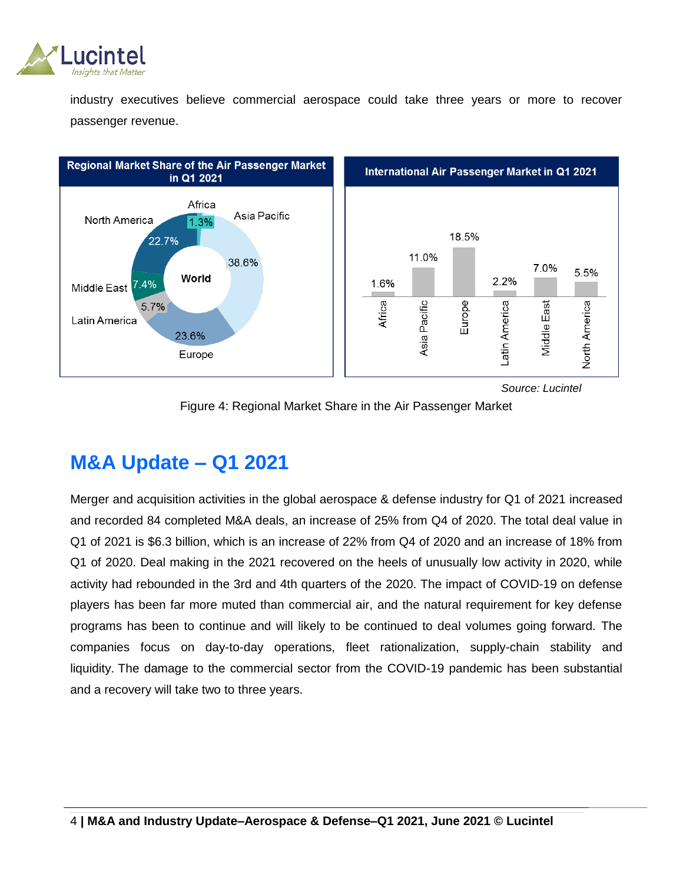industry executives believe commercial aerospace could take three years or more to recover passenger revenue.

**Regional Market Share of the Air Passenger Market in Q1 2021**

| Region | Share |
|---|---|
| Asia Pacific | 38.6% |
| Europe | 23.6% |
| North America | 22.7% |
| Middle East | 7.4% |
| Latin America | 5.7% |
| Africa | 1.3% |

**International Air Passenger Market in Q1 2021**

| Region | Value |
|---|---|
| Africa | 1.6% |
| Asia Pacific | 11.0% |
| Europe | 18.5% |
| Latin America | 2.2% |
| Middle East | 7.0% |
| North America | 5.5% |

*Source: Lucintel*

Figure 4: Regional Market Share in the Air Passenger Market

## M&A Update – Q1 2021

Merger and acquisition activities in the global aerospace & defense industry for Q1 of 2021 increased and recorded 84 completed M&A deals, an increase of 25% from Q4 of 2020. The total deal value in Q1 of 2021 is $6.3 billion, which is an increase of 22% from Q4 of 2020 and an increase of 18% from Q1 of 2020. Deal making in the 2021 recovered on the heels of unusually low activity in 2020, while activity had rebounded in the 3rd and 4th quarters of the 2020. The impact of COVID-19 on defense players has been far more muted than commercial air, and the natural requirement for key defense programs has been to continue and will likely to be continued to deal volumes going forward. The companies focus on day-to-day operations, fleet rationalization, supply-chain stability and liquidity. The damage to the commercial sector from the COVID-19 pandemic has been substantial and a recovery will take two to three years.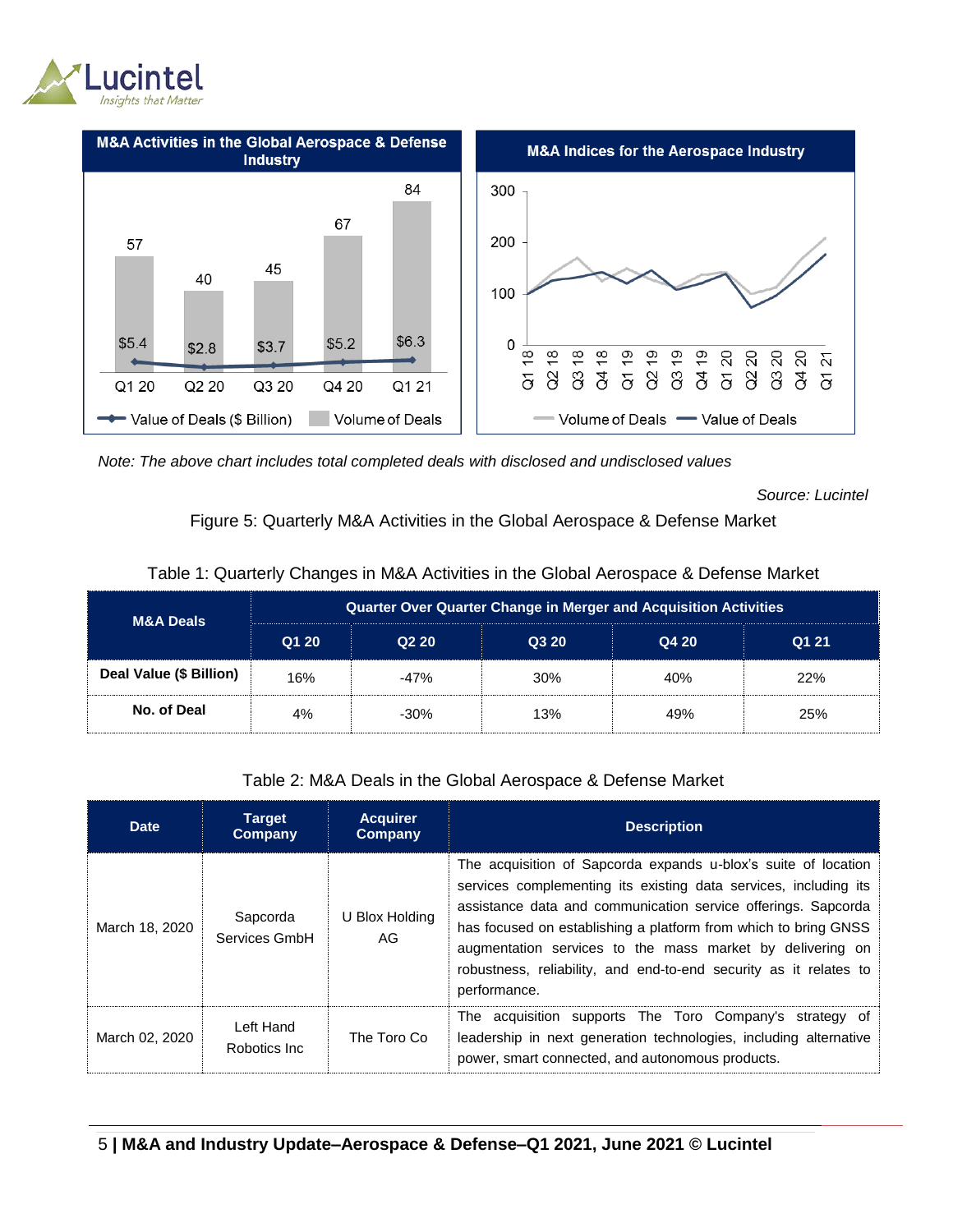**M&A Activities in the Global Aerospace & Defense Industry**

| | Q1 20 | Q2 20 | Q3 20 | Q4 20 | Q1 21 |
|---|---|---|---|---|---|
| Volume of Deals | 57 | 40 | 45 | 67 | 84 |
| Value of Deals ($ Billion) | $5.4 | $2.8 | $3.7 | $5.2 | $6.3 |

**M&A Indices for the Aerospace Industry**

*Note: The above chart includes total completed deals with disclosed and undisclosed values*

*Source: Lucintel*

Figure 5: Quarterly M&A Activities in the Global Aerospace & Defense Market

Table 1: Quarterly Changes in M&A Activities in the Global Aerospace & Defense Market

| M&A Deals | Quarter Over Quarter Change in Merger and Acquisition Activities | | | | |
|---|---|---|---|---|---|
| | Q1 20 | Q2 20 | Q3 20 | Q4 20 | Q1 21 |
| **Deal Value ($ Billion)** | 16% | -47% | 30% | 40% | 22% |
| **No. of Deal** | 4% | -30% | 13% | 49% | 25% |

Table 2: M&A Deals in the Global Aerospace & Defense Market

| Date | Target Company | Acquirer Company | Description |
|---|---|---|---|
| March 18, 2020 | Sapcorda Services GmbH | U Blox Holding AG | The acquisition of Sapcorda expands u-blox's suite of location services complementing its existing data services, including its assistance data and communication service offerings. Sapcorda has focused on establishing a platform from which to bring GNSS augmentation services to the mass market by delivering on robustness, reliability, and end-to-end security as it relates to performance. |
| March 02, 2020 | Left Hand Robotics Inc | The Toro Co | The acquisition supports The Toro Company's strategy of leadership in next generation technologies, including alternative power, smart connected, and autonomous products. |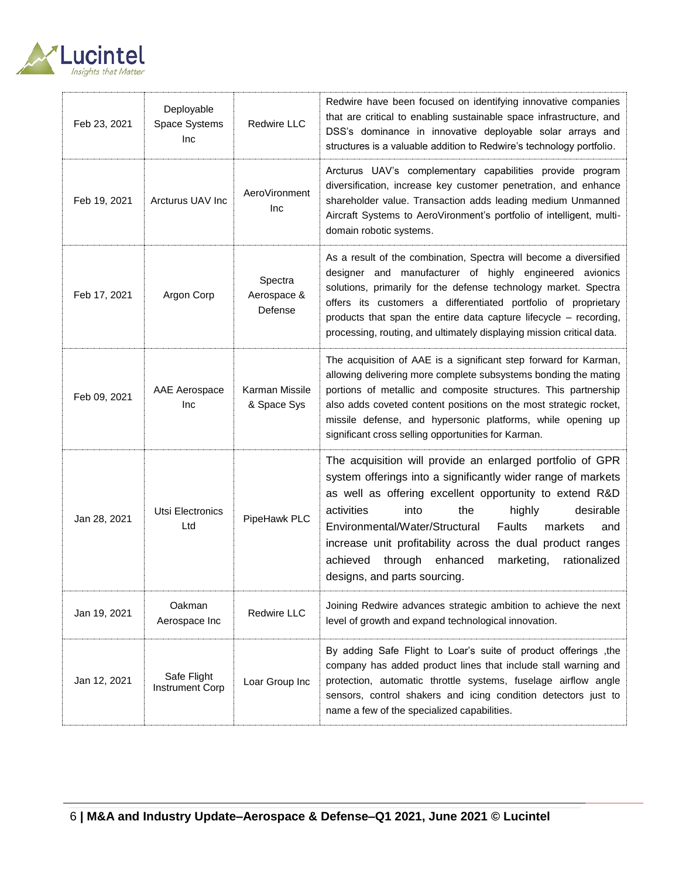| Feb 23, 2021 | Deployable Space Systems Inc | Redwire LLC | Redwire have been focused on identifying innovative companies that are critical to enabling sustainable space infrastructure, and DSS's dominance in innovative deployable solar arrays and structures is a valuable addition to Redwire's technology portfolio. |
|---|---|---|---|
| Feb 19, 2021 | Arcturus UAV Inc | AeroVironment Inc | Arcturus UAV's complementary capabilities provide program diversification, increase key customer penetration, and enhance shareholder value. Transaction adds leading medium Unmanned Aircraft Systems to AeroVironment's portfolio of intelligent, multi-domain robotic systems. |
| Feb 17, 2021 | Argon Corp | Spectra Aerospace & Defense | As a result of the combination, Spectra will become a diversified designer and manufacturer of highly engineered avionics solutions, primarily for the defense technology market. Spectra offers its customers a differentiated portfolio of proprietary products that span the entire data capture lifecycle – recording, processing, routing, and ultimately displaying mission critical data. |
| Feb 09, 2021 | AAE Aerospace Inc | Karman Missile & Space Sys | The acquisition of AAE is a significant step forward for Karman, allowing delivering more complete subsystems bonding the mating portions of metallic and composite structures. This partnership also adds coveted content positions on the most strategic rocket, missile defense, and hypersonic platforms, while opening up significant cross selling opportunities for Karman. |
| Jan 28, 2021 | Utsi Electronics Ltd | PipeHawk PLC | The acquisition will provide an enlarged portfolio of GPR system offerings into a significantly wider range of markets as well as offering excellent opportunity to extend R&D activities into the highly desirable Environmental/Water/Structural Faults markets and increase unit profitability across the dual product ranges achieved through enhanced marketing, rationalized designs, and parts sourcing. |
| Jan 19, 2021 | Oakman Aerospace Inc | Redwire LLC | Joining Redwire advances strategic ambition to achieve the next level of growth and expand technological innovation. |
| Jan 12, 2021 | Safe Flight Instrument Corp | Loar Group Inc | By adding Safe Flight to Loar's suite of product offerings ,the company has added product lines that include stall warning and protection, automatic throttle systems, fuselage airflow angle sensors, control shakers and icing condition detectors just to name a few of the specialized capabilities. |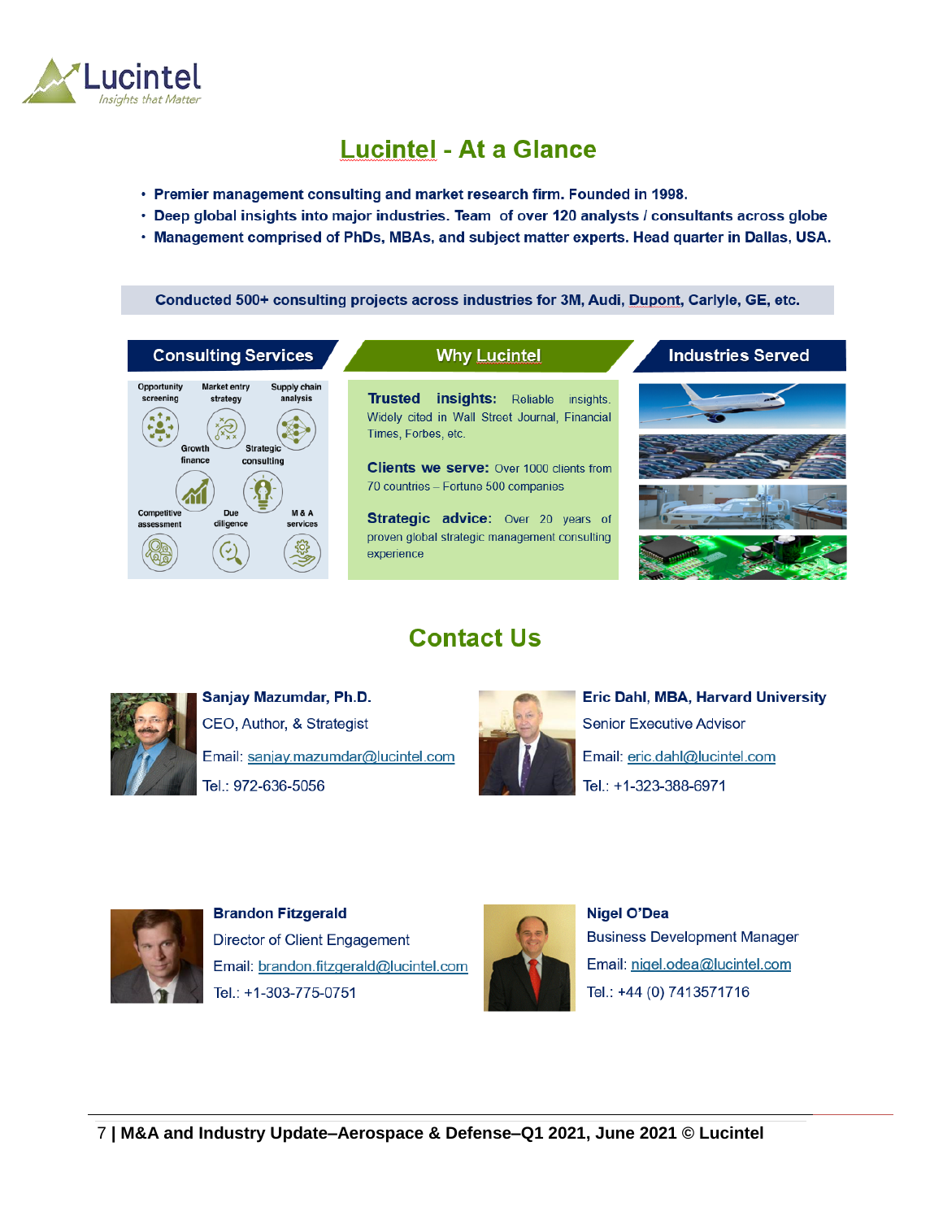Lucintel
*Insights that Matter*

## Lucintel - At a Glance

- Premier management consulting and market research firm. Founded in 1998.
- Deep global insights into major industries. Team of over 120 analysts / consultants across globe
- Management comprised of PhDs, MBAs, and subject matter experts. Head quarter in Dallas, USA.

**Conducted 500+ consulting projects across industries for 3M, Audi, Dupont, Carlyle, GE, etc.**

### Consulting Services

Opportunity screening
Market entry strategy
Supply chain analysis
Growth finance
Strategic consulting
Competitive assessment
Due diligence
M & A services

### Why Lucintel

**Trusted insights:** Reliable insights. Widely cited in Wall Street Journal, Financial Times, Forbes, etc.

**Clients we serve:** Over 1000 clients from 70 countries – Fortune 500 companies

**Strategic advice:** Over 20 years of proven global strategic management consulting experience

### Industries Served

## Contact Us

**Sanjay Mazumdar, Ph.D.**
CEO, Author, & Strategist
Email: sanjay.mazumdar@lucintel.com
Tel.: 972-636-5056

**Eric Dahl, MBA, Harvard University**
Senior Executive Advisor
Email: eric.dahl@lucintel.com
Tel.: +1-323-388-6971

**Brandon Fitzgerald**
Director of Client Engagement
Email: brandon.fitzgerald@lucintel.com
Tel.: +1-303-775-0751

**Nigel O'Dea**
Business Development Manager
Email: nigel.odea@lucintel.com
Tel.: +44 (0) 7413571716